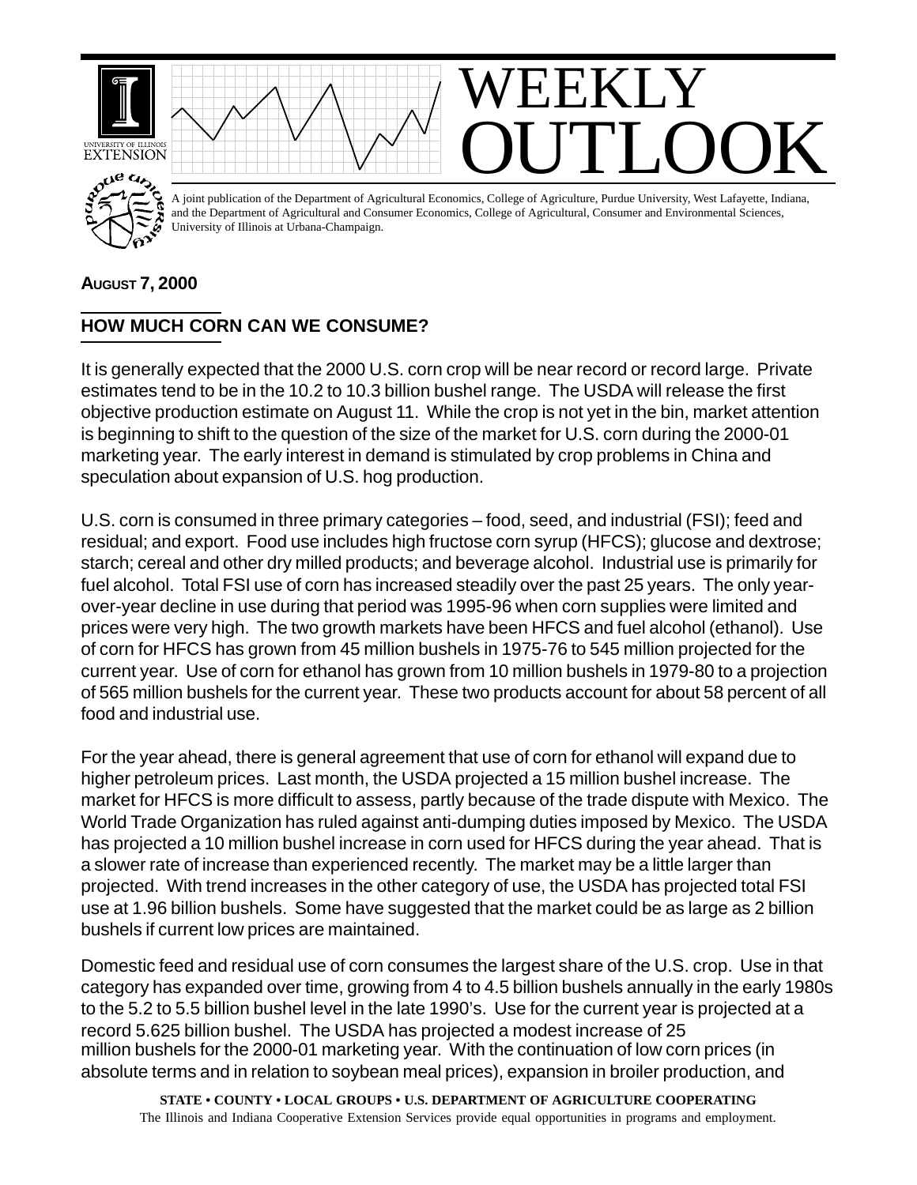# WEEKLY OUTLOOK

A joint publication of the Department of Agricultural Economics, College of Agriculture, Purdue University, West Lafayette, Indiana, and the Department of Agricultural and Consumer Economics, College of Agricultural, Consumer and Environmental Sciences, University of Illinois at Urbana-Champaign.

**AUGUST 7, 2000**

## HOW MUCH CORN CAN WE CONSUME?

It is generally expected that the 2000 U.S. corn crop will be near record or record large. Private estimates tend to be in the 10.2 to 10.3 billion bushel range. The USDA will release the first objective production estimate on August 11. While the crop is not yet in the bin, market attention is beginning to shift to the question of the size of the market for U.S. corn during the 2000-01 marketing year. The early interest in demand is stimulated by crop problems in China and speculation about expansion of U.S. hog production.

U.S. corn is consumed in three primary categories – food, seed, and industrial (FSI); feed and residual; and export. Food use includes high fructose corn syrup (HFCS); glucose and dextrose; starch; cereal and other dry milled products; and beverage alcohol. Industrial use is primarily for fuel alcohol. Total FSI use of corn has increased steadily over the past 25 years. The only year-over-year decline in use during that period was 1995-96 when corn supplies were limited and prices were very high. The two growth markets have been HFCS and fuel alcohol (ethanol). Use of corn for HFCS has grown from 45 million bushels in 1975-76 to 545 million projected for the current year. Use of corn for ethanol has grown from 10 million bushels in 1979-80 to a projection of 565 million bushels for the current year. These two products account for about 58 percent of all food and industrial use.

For the year ahead, there is general agreement that use of corn for ethanol will expand due to higher petroleum prices. Last month, the USDA projected a 15 million bushel increase. The market for HFCS is more difficult to assess, partly because of the trade dispute with Mexico. The World Trade Organization has ruled against anti-dumping duties imposed by Mexico. The USDA has projected a 10 million bushel increase in corn used for HFCS during the year ahead. That is a slower rate of increase than experienced recently. The market may be a little larger than projected. With trend increases in the other category of use, the USDA has projected total FSI use at 1.96 billion bushels. Some have suggested that the market could be as large as 2 billion bushels if current low prices are maintained.

Domestic feed and residual use of corn consumes the largest share of the U.S. crop. Use in that category has expanded over time, growing from 4 to 4.5 billion bushels annually in the early 1980s to the 5.2 to 5.5 billion bushel level in the late 1990's. Use for the current year is projected at a record 5.625 billion bushel. The USDA has projected a modest increase of 25 million bushels for the 2000-01 marketing year. With the continuation of low corn prices (in absolute terms and in relation to soybean meal prices), expansion in broiler production, and

**STATE • COUNTY • LOCAL GROUPS • U.S. DEPARTMENT OF AGRICULTURE COOPERATING**
The Illinois and Indiana Cooperative Extension Services provide equal opportunities in programs and employment.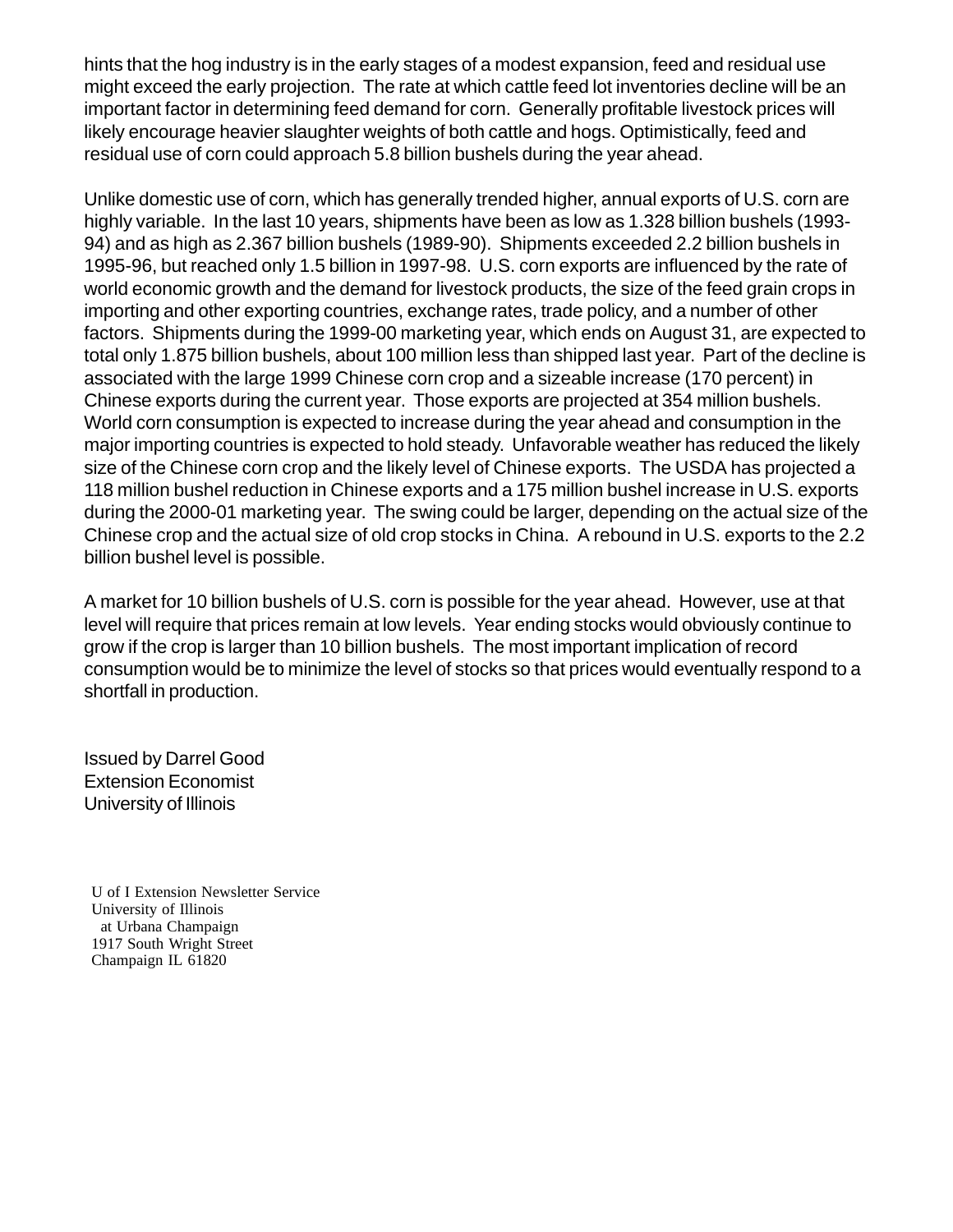hints that the hog industry is in the early stages of a modest expansion, feed and residual use might exceed the early projection. The rate at which cattle feed lot inventories decline will be an important factor in determining feed demand for corn. Generally profitable livestock prices will likely encourage heavier slaughter weights of both cattle and hogs. Optimistically, feed and residual use of corn could approach 5.8 billion bushels during the year ahead.

Unlike domestic use of corn, which has generally trended higher, annual exports of U.S. corn are highly variable. In the last 10 years, shipments have been as low as 1.328 billion bushels (1993-94) and as high as 2.367 billion bushels (1989-90). Shipments exceeded 2.2 billion bushels in 1995-96, but reached only 1.5 billion in 1997-98. U.S. corn exports are influenced by the rate of world economic growth and the demand for livestock products, the size of the feed grain crops in importing and other exporting countries, exchange rates, trade policy, and a number of other factors. Shipments during the 1999-00 marketing year, which ends on August 31, are expected to total only 1.875 billion bushels, about 100 million less than shipped last year. Part of the decline is associated with the large 1999 Chinese corn crop and a sizeable increase (170 percent) in Chinese exports during the current year. Those exports are projected at 354 million bushels. World corn consumption is expected to increase during the year ahead and consumption in the major importing countries is expected to hold steady. Unfavorable weather has reduced the likely size of the Chinese corn crop and the likely level of Chinese exports. The USDA has projected a 118 million bushel reduction in Chinese exports and a 175 million bushel increase in U.S. exports during the 2000-01 marketing year. The swing could be larger, depending on the actual size of the Chinese crop and the actual size of old crop stocks in China. A rebound in U.S. exports to the 2.2 billion bushel level is possible.

A market for 10 billion bushels of U.S. corn is possible for the year ahead. However, use at that level will require that prices remain at low levels. Year ending stocks would obviously continue to grow if the crop is larger than 10 billion bushels. The most important implication of record consumption would be to minimize the level of stocks so that prices would eventually respond to a shortfall in production.

Issued by Darrel Good
Extension Economist
University of Illinois

U of I Extension Newsletter Service
University of Illinois
at Urbana Champaign
1917 South Wright Street
Champaign IL 61820